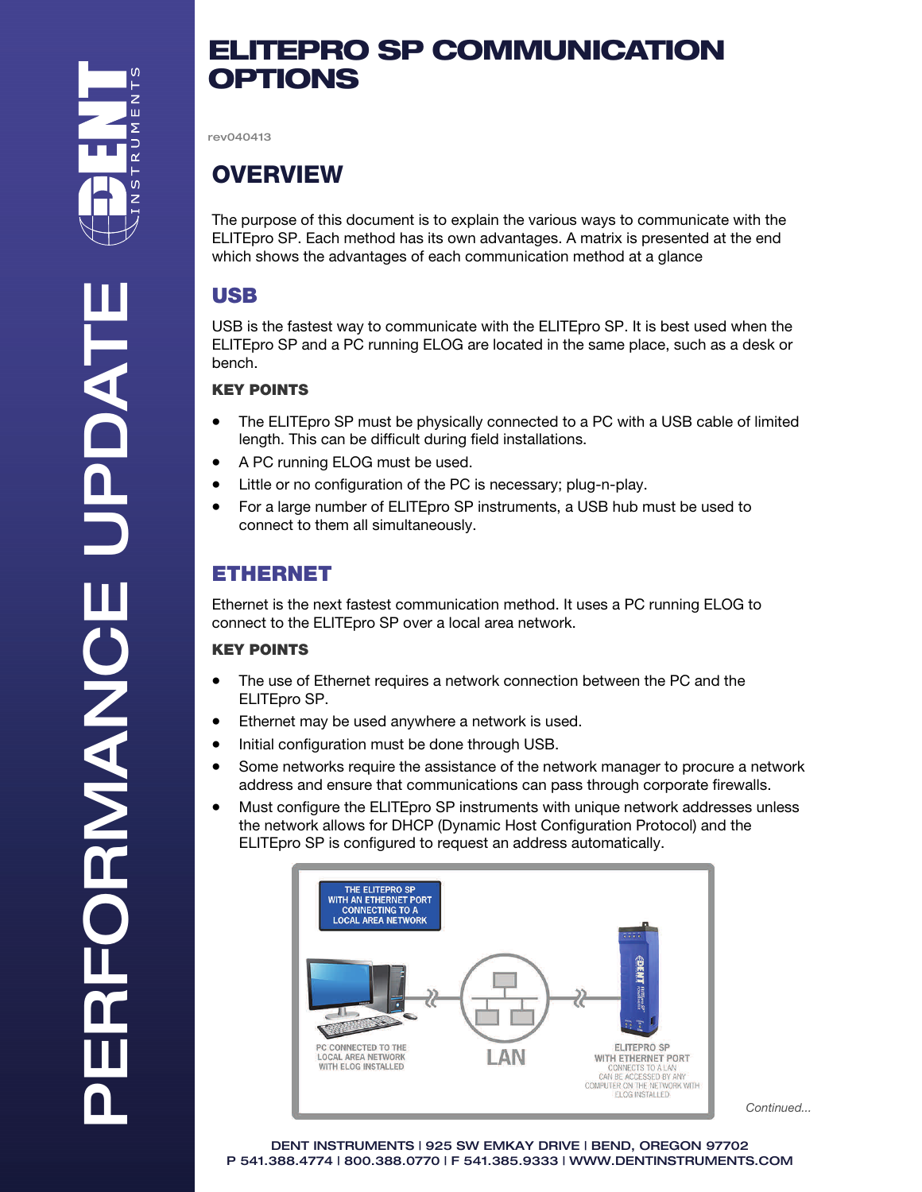# ELITEPRO SP COMMUNICATION OPTIONS

rev040413

## OVERVIEW

The purpose of this document is to explain the various ways to communicate with the ELITEpro SP. Each method has its own advantages. A matrix is presented at the end which shows the advantages of each communication method at a glance

## USB

USB is the fastest way to communicate with the ELITEpro SP. It is best used when the ELITEpro SP and a PC running ELOG are located in the same place, such as a desk or bench.

### KEY POINTS

- The ELITEpro SP must be physically connected to a PC with a USB cable of limited length. This can be difficult during field installations.
- A PC running ELOG must be used.
- Little or no configuration of the PC is necessary; plug-n-play.
- For a large number of ELITEpro SP instruments, a USB hub must be used to connect to them all simultaneously.

## ETHERNET

Ethernet is the next fastest communication method. It uses a PC running ELOG to connect to the ELITEpro SP over a local area network.

### KEY POINTS

- The use of Ethernet requires a network connection between the PC and the ELITEpro SP.
- Ethernet may be used anywhere a network is used.
- Initial configuration must be done through USB.
- Some networks require the assistance of the network manager to procure a network address and ensure that communications can pass through corporate firewalls.
- Must configure the ELITEpro SP instruments with unique network addresses unless the network allows for DHCP (Dynamic Host Configuration Protocol) and the ELITEpro SP is configured to request an address automatically.

THE ELITEPRO SP WITH AN ETHERNET PORT CONNECTING TO A LOCAL AREA NETWORK

PC CONNECTED TO THE LOCAL AREA NETWORK WITH ELOG INSTALLED

LAN

ELITEPRO SP WITH ETHERNET PORT CONNECTS TO A LAN CAN BE ACCESSED BY ANY COMPUTER ON THE NETWORK WITH ELOG INSTALLED

*Continued...*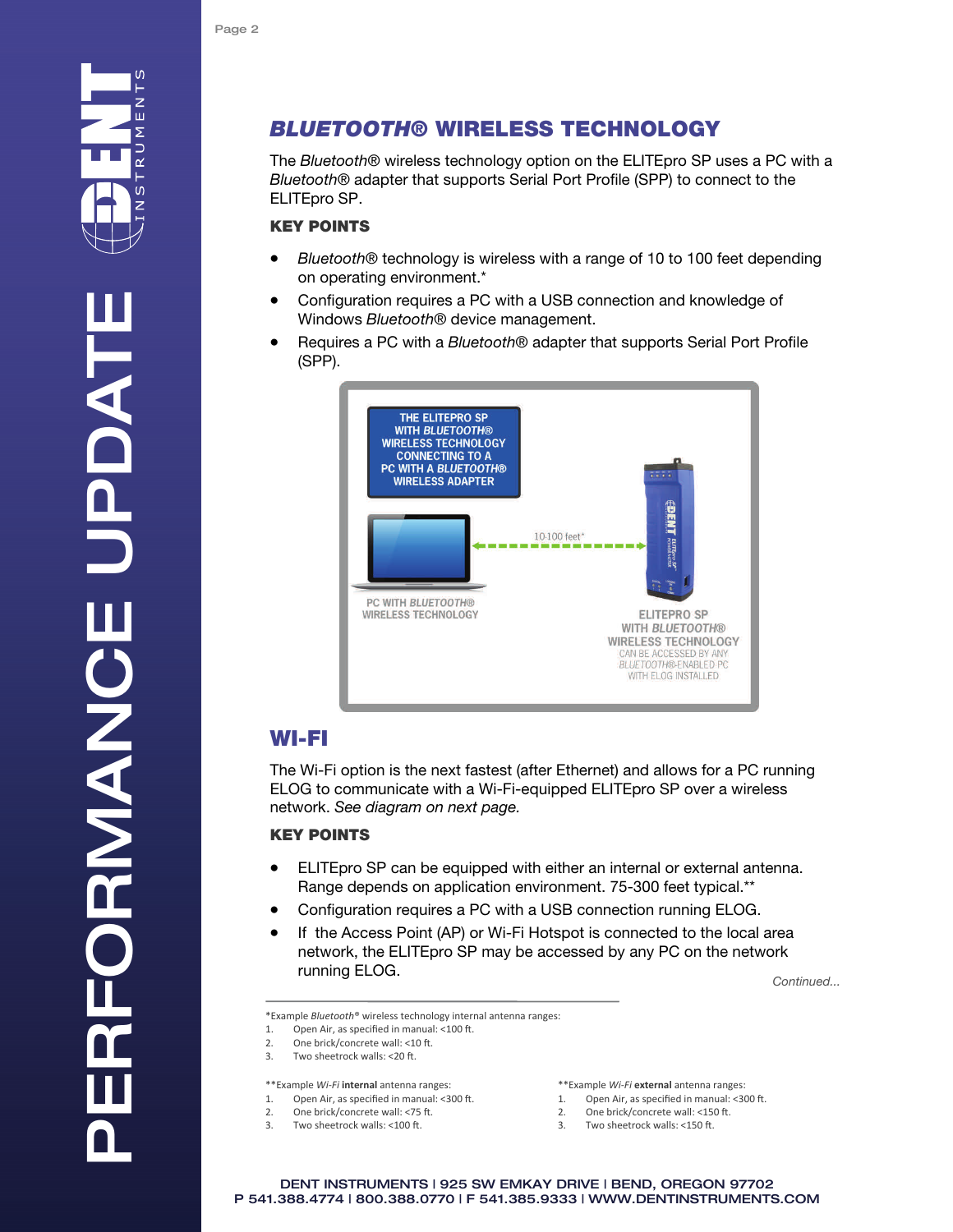## *BLUETOOTH*® WIRELESS TECHNOLOGY

The *Bluetooth*® wireless technology option on the ELITEpro SP uses a PC with a *Bluetooth*® adapter that supports Serial Port Profile (SPP) to connect to the ELITEpro SP.

### KEY POINTS

- *Bluetooth*® technology is wireless with a range of 10 to 100 feet depending on operating environment.*
- Configuration requires a PC with a USB connection and knowledge of Windows *Bluetooth*® device management.
- Requires a PC with a *Bluetooth*® adapter that supports Serial Port Profile (SPP).

THE ELITEPRO SP WITH *BLUETOOTH*® WIRELESS TECHNOLOGY CONNECTING TO A PC WITH A *BLUETOOTH*® WIRELESS ADAPTER

10-100 feet*

PC WITH *BLUETOOTH*® WIRELESS TECHNOLOGY

ELITEPRO SP WITH *BLUETOOTH*® WIRELESS TECHNOLOGY CAN BE ACCESSED BY ANY *BLUETOOTH*®-ENABLED PC WITH ELOG INSTALLED

## WI-FI

The Wi-Fi option is the next fastest (after Ethernet) and allows for a PC running ELOG to communicate with a Wi-Fi-equipped ELITEpro SP over a wireless network. *See diagram on next page.*

### KEY POINTS

- ELITEpro SP can be equipped with either an internal or external antenna. Range depends on application environment. 75-300 feet typical.**
- Configuration requires a PC with a USB connection running ELOG.
- If the Access Point (AP) or Wi-Fi Hotspot is connected to the local area network, the ELITEpro SP may be accessed by any PC on the network running ELOG.

*Continued...*

---

*Example *Bluetooth*® wireless technology internal antenna ranges:
1. Open Air, as specified in manual: <100 ft.
2. One brick/concrete wall: <10 ft.
3. Two sheetrock walls: <20 ft.

**Example *Wi-Fi* **internal** antenna ranges:
1. Open Air, as specified in manual: <300 ft.
2. One brick/concrete wall: <75 ft.
3. Two sheetrock walls: <100 ft.

**Example *Wi-Fi* **external** antenna ranges:
1. Open Air, as specified in manual: <300 ft.
2. One brick/concrete wall: <150 ft.
3. Two sheetrock walls: <150 ft.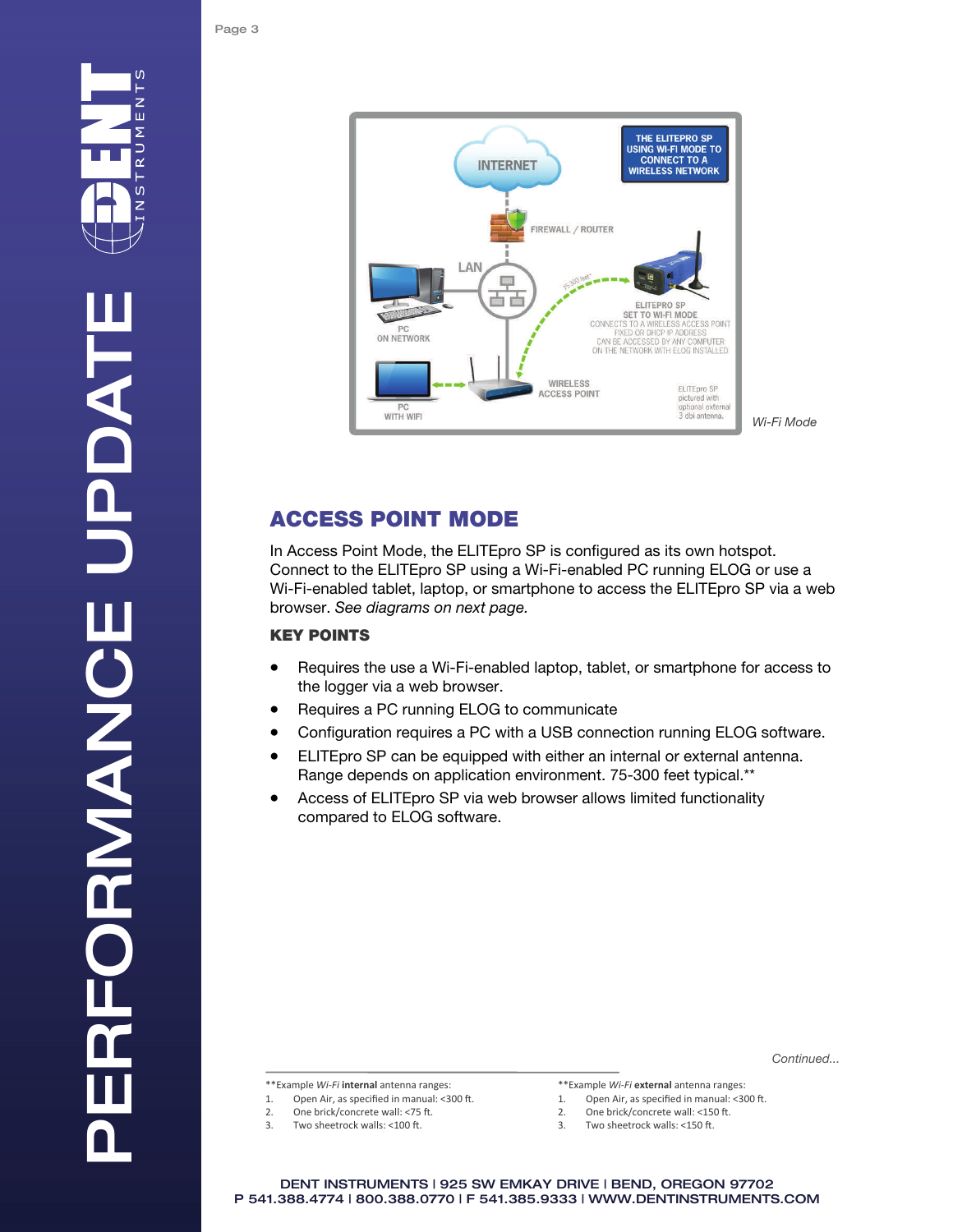Wi-Fi Mode

## ACCESS POINT MODE

In Access Point Mode, the ELITEpro SP is configured as its own hotspot. Connect to the ELITEpro SP using a Wi-Fi-enabled PC running ELOG or use a Wi-Fi-enabled tablet, laptop, or smartphone to access the ELITEpro SP via a web browser. *See diagrams on next page.*

### KEY POINTS

- Requires the use a Wi-Fi-enabled laptop, tablet, or smartphone for access to the logger via a web browser.
- Requires a PC running ELOG to communicate
- Configuration requires a PC with a USB connection running ELOG software.
- ELITEpro SP can be equipped with either an internal or external antenna. Range depends on application environment. 75-300 feet typical.**
- Access of ELITEpro SP via web browser allows limited functionality compared to ELOG software.

*Continued...*

**Example *Wi-Fi* **internal** antenna ranges:

1. Open Air, as specified in manual: <300 ft.
2. One brick/concrete wall: <75 ft.
3. Two sheetrock walls: <100 ft.

**Example *Wi-Fi* **external** antenna ranges:

1. Open Air, as specified in manual: <300 ft.
2. One brick/concrete wall: <150 ft.
3. Two sheetrock walls: <150 ft.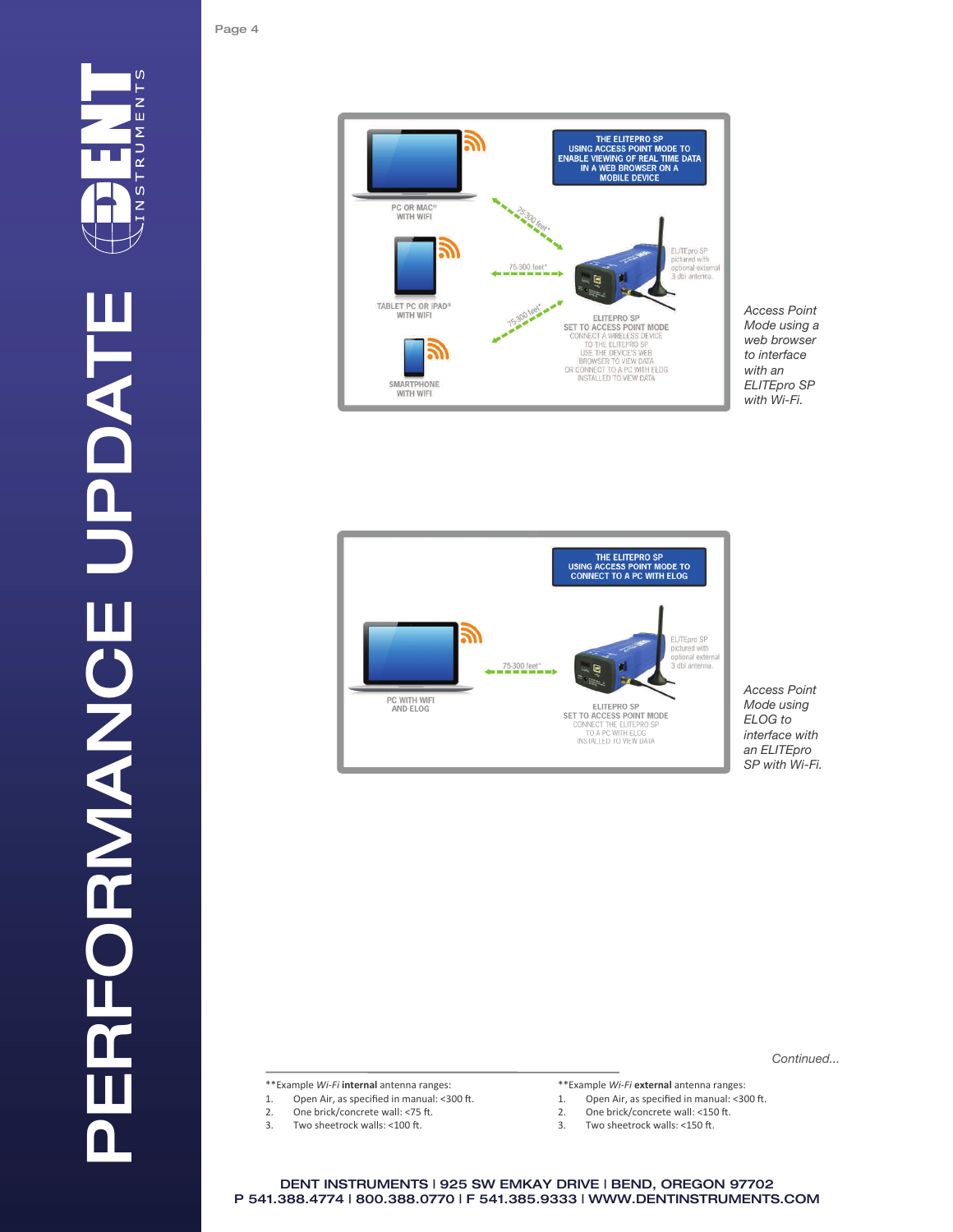THE ELITEPRO SP USING ACCESS POINT MODE TO ENABLE VIEWING OF REAL TIME DATA IN A WEB BROWSER ON A MOBILE DEVICE

PC OR MAC® WITH WIFI

TABLET PC OR IPAD® WITH WIFI

SMARTPHONE WITH WIFI

75-300 feet*

ELITEpro SP pictured with optional external 3 dbi antenna.

ELITEPRO SP SET TO ACCESS POINT MODE
CONNECT A WIRELESS DEVICE TO THE ELITEPRO SP
USE THE DEVICE'S WEB BROWSER TO VIEW DATA
OR CONNECT TO A PC WITH ELOG INSTALLED TO VIEW DATA

*Access Point Mode using a web browser to interface with an ELITEpro SP with Wi-Fi.*

THE ELITEPRO SP USING ACCESS POINT MODE TO CONNECT TO A PC WITH ELOG

PC WITH WIFI AND ELOG

75-300 feet*

ELITEpro SP pictured with optional external 3 dbi antenna.

ELITEPRO SP SET TO ACCESS POINT MODE
CONNECT THE ELITEPRO SP TO A PC WITH ELOG INSTALLED TO VIEW DATA

*Access Point Mode using ELOG to interface with an ELITEpro SP with Wi-Fi.*

*Continued...*

---

**Example *Wi-Fi* **internal** antenna ranges:

1. Open Air, as specified in manual: <300 ft.
2. One brick/concrete wall: <75 ft.
3. Two sheetrock walls: <100 ft.

**Example *Wi-Fi* **external** antenna ranges:

1. Open Air, as specified in manual: <300 ft.
2. One brick/concrete wall: <150 ft.
3. Two sheetrock walls: <150 ft.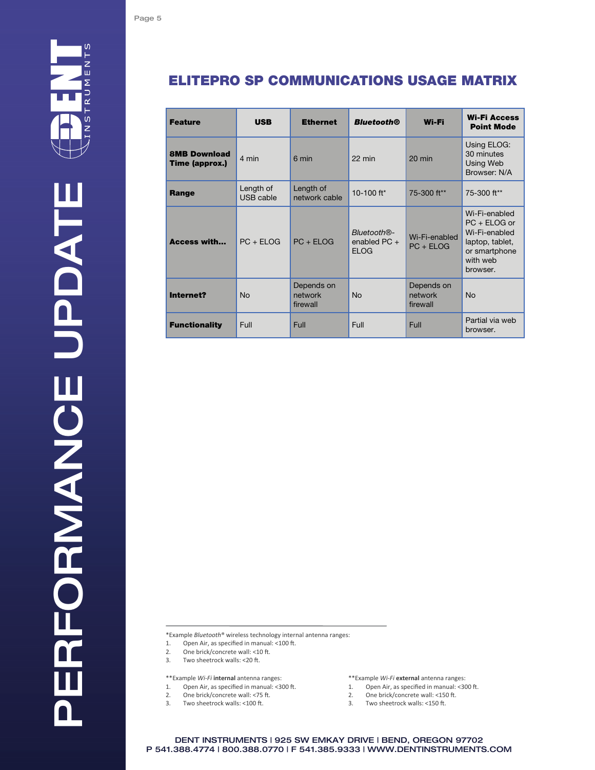## ELITEPRO SP COMMUNICATIONS USAGE MATRIX

| Feature | USB | Ethernet | *Bluetooth®* | Wi-Fi | Wi-Fi Access Point Mode |
|---|---|---|---|---|---|
| **8MB Download Time (approx.)** | 4 min | 6 min | 22 min | 20 min | Using ELOG: 30 minutes Using Web Browser: N/A |
| **Range** | Length of USB cable | Length of network cable | 10-100 ft* | 75-300 ft** | 75-300 ft** |
| **Access with...** | PC + ELOG | PC + ELOG | *Bluetooth®*-enabled PC + ELOG | Wi-Fi-enabled PC + ELOG | Wi-Fi-enabled PC + ELOG or Wi-Fi-enabled laptop, tablet, or smartphone with web browser. |
| **Internet?** | No | Depends on network firewall | No | Depends on network firewall | No |
| **Functionality** | Full | Full | Full | Full | Partial via web browser. |

*Example *Bluetooth®* wireless technology internal antenna ranges:

1. Open Air, as specified in manual: <100 ft.
2. One brick/concrete wall: <10 ft.
3. Two sheetrock walls: <20 ft.

**Example *Wi-Fi* **internal** antenna ranges:

1. Open Air, as specified in manual: <300 ft.
2. One brick/concrete wall: <75 ft.
3. Two sheetrock walls: <100 ft.

**Example *Wi-Fi* **external** antenna ranges:

1. Open Air, as specified in manual: <300 ft.
2. One brick/concrete wall: <150 ft.
3. Two sheetrock walls: <150 ft.

DENT INSTRUMENTS | 925 SW EMKAY DRIVE | BEND, OREGON 97702
P 541.388.4774 | 800.388.0770 | F 541.385.9333 | WWW.DENTINSTRUMENTS.COM